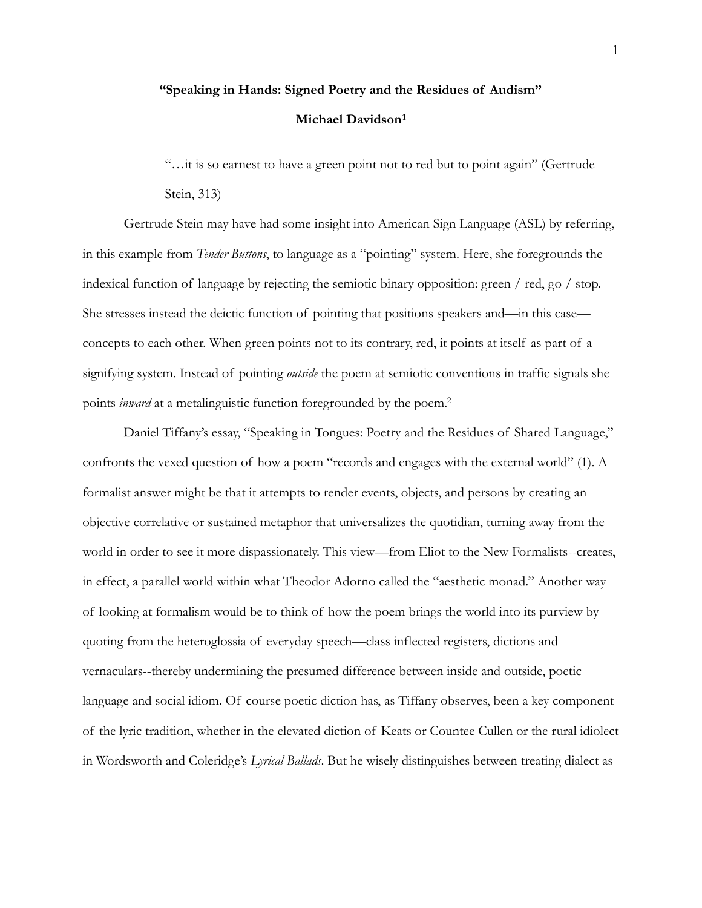# "Speaking in Hands: Signed Poetry and the Residues of Audism"

**Michael Davidson[1]**

> "…it is so earnest to have a green point not to red but to point again" (Gertrude Stein, 313)

Gertrude Stein may have had some insight into American Sign Language (ASL) by referring, in this example from *Tender Buttons*, to language as a "pointing" system. Here, she foregrounds the indexical function of language by rejecting the semiotic binary opposition: green / red, go / stop. She stresses instead the deictic function of pointing that positions speakers and—in this case—concepts to each other. When green points not to its contrary, red, it points at itself as part of a signifying system. Instead of pointing *outside* the poem at semiotic conventions in traffic signals she points *inward* at a metalinguistic function foregrounded by the poem.[2]

Daniel Tiffany's essay, "Speaking in Tongues: Poetry and the Residues of Shared Language," confronts the vexed question of how a poem "records and engages with the external world" (1). A formalist answer might be that it attempts to render events, objects, and persons by creating an objective correlative or sustained metaphor that universalizes the quotidian, turning away from the world in order to see it more dispassionately. This view—from Eliot to the New Formalists--creates, in effect, a parallel world within what Theodor Adorno called the "aesthetic monad." Another way of looking at formalism would be to think of how the poem brings the world into its purview by quoting from the heteroglossia of everyday speech—class inflected registers, dictions and vernaculars--thereby undermining the presumed difference between inside and outside, poetic language and social idiom. Of course poetic diction has, as Tiffany observes, been a key component of the lyric tradition, whether in the elevated diction of Keats or Countee Cullen or the rural idiolect in Wordsworth and Coleridge's *Lyrical Ballads*. But he wisely distinguishes between treating dialect as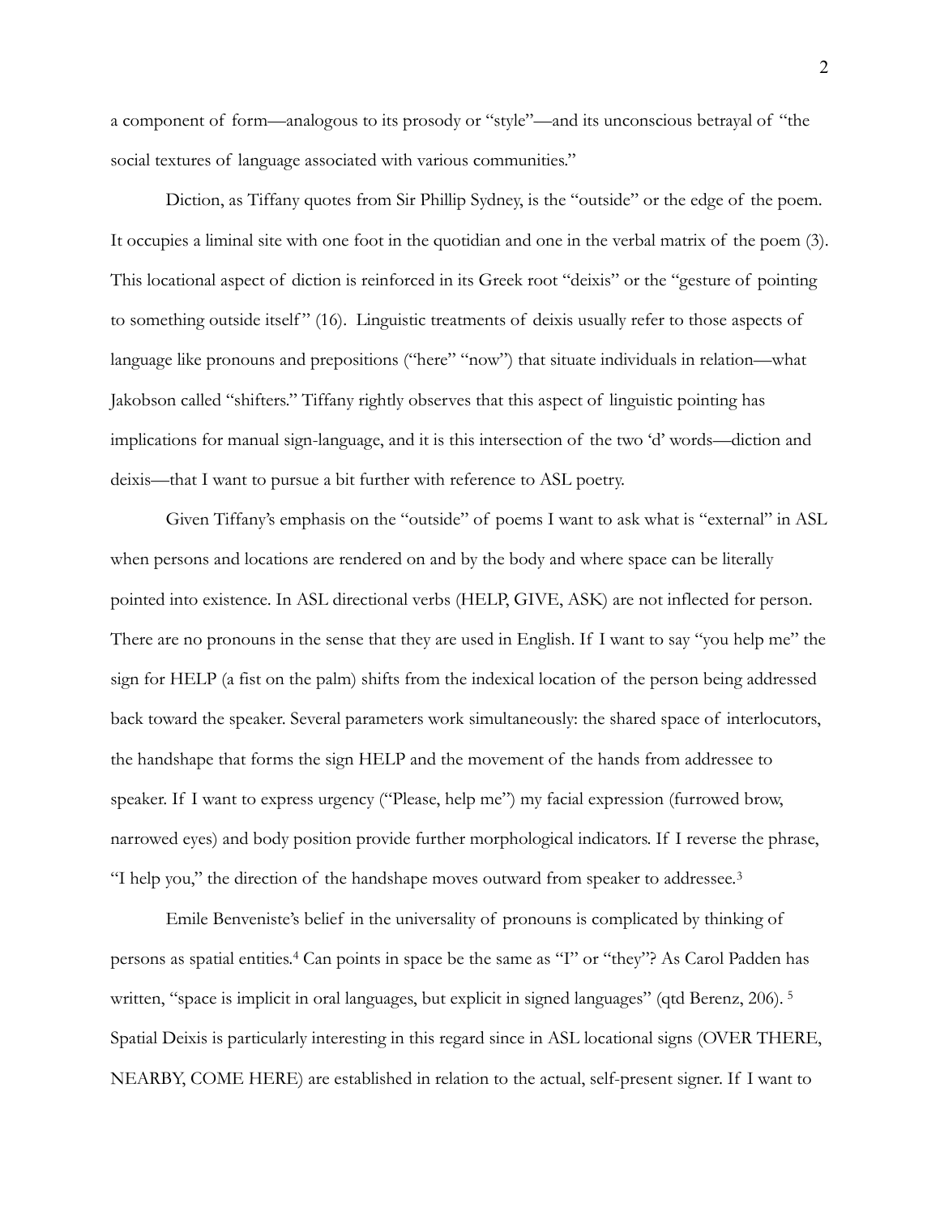a component of form—analogous to its prosody or "style"—and its unconscious betrayal of "the social textures of language associated with various communities."

Diction, as Tiffany quotes from Sir Phillip Sydney, is the "outside" or the edge of the poem. It occupies a liminal site with one foot in the quotidian and one in the verbal matrix of the poem (3). This locational aspect of diction is reinforced in its Greek root "deixis" or the "gesture of pointing to something outside itself" (16). Linguistic treatments of deixis usually refer to those aspects of language like pronouns and prepositions ("here" "now") that situate individuals in relation—what Jakobson called "shifters." Tiffany rightly observes that this aspect of linguistic pointing has implications for manual sign-language, and it is this intersection of the two 'd' words—diction and deixis—that I want to pursue a bit further with reference to ASL poetry.

Given Tiffany's emphasis on the "outside" of poems I want to ask what is "external" in ASL when persons and locations are rendered on and by the body and where space can be literally pointed into existence. In ASL directional verbs (HELP, GIVE, ASK) are not inflected for person. There are no pronouns in the sense that they are used in English. If I want to say "you help me" the sign for HELP (a fist on the palm) shifts from the indexical location of the person being addressed back toward the speaker. Several parameters work simultaneously: the shared space of interlocutors, the handshape that forms the sign HELP and the movement of the hands from addressee to speaker. If I want to express urgency ("Please, help me") my facial expression (furrowed brow, narrowed eyes) and body position provide further morphological indicators. If I reverse the phrase, "I help you," the direction of the handshape moves outward from speaker to addressee.[3]

Emile Benveniste's belief in the universality of pronouns is complicated by thinking of persons as spatial entities.[4] Can points in space be the same as "I" or "they"? As Carol Padden has written, "space is implicit in oral languages, but explicit in signed languages" (qtd Berenz, 206). [5] Spatial Deixis is particularly interesting in this regard since in ASL locational signs (OVER THERE, NEARBY, COME HERE) are established in relation to the actual, self-present signer. If I want to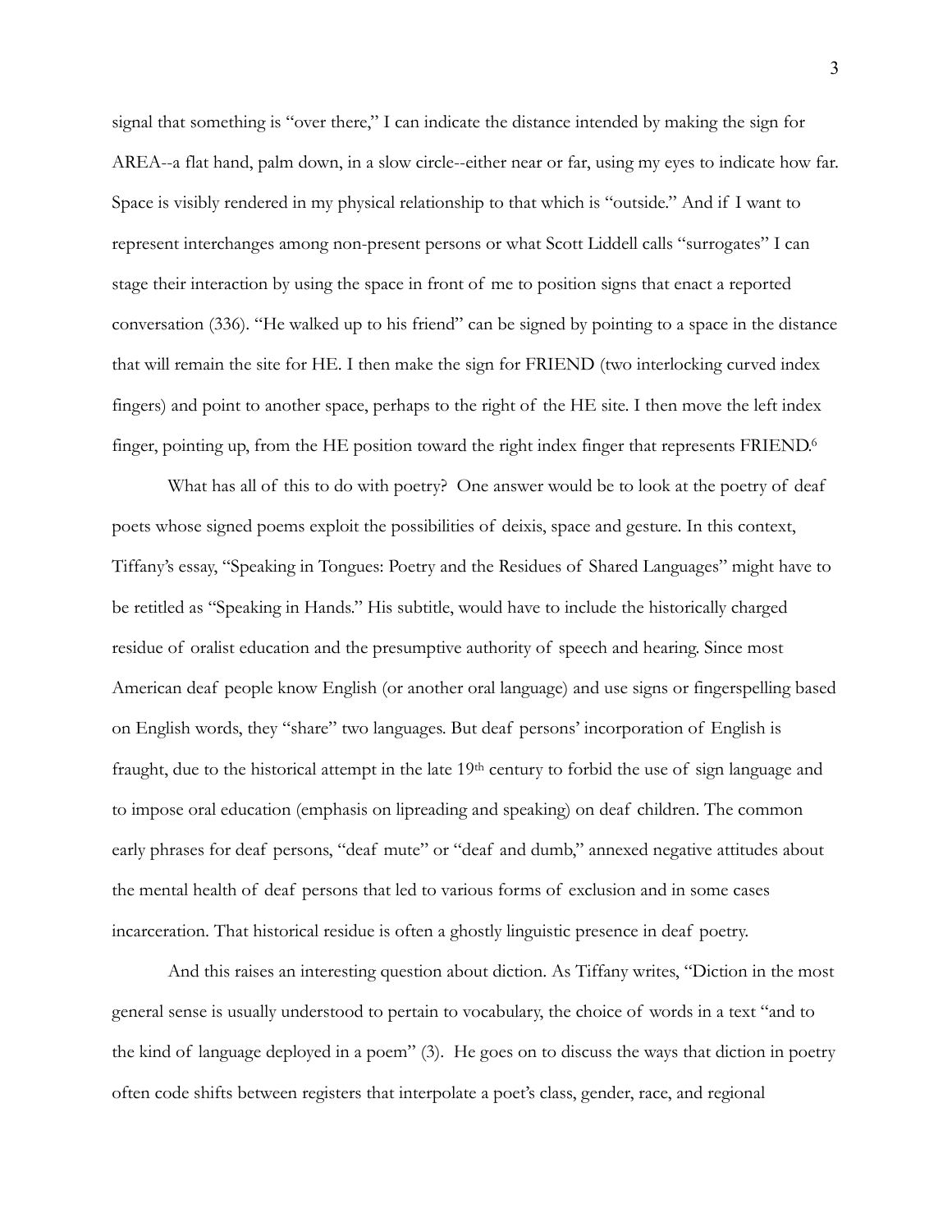signal that something is "over there," I can indicate the distance intended by making the sign for AREA--a flat hand, palm down, in a slow circle--either near or far, using my eyes to indicate how far. Space is visibly rendered in my physical relationship to that which is "outside." And if I want to represent interchanges among non-present persons or what Scott Liddell calls "surrogates" I can stage their interaction by using the space in front of me to position signs that enact a reported conversation (336). "He walked up to his friend" can be signed by pointing to a space in the distance that will remain the site for HE. I then make the sign for FRIEND (two interlocking curved index fingers) and point to another space, perhaps to the right of the HE site. I then move the left index finger, pointing up, from the HE position toward the right index finger that represents FRIEND.[6]

What has all of this to do with poetry? One answer would be to look at the poetry of deaf poets whose signed poems exploit the possibilities of deixis, space and gesture. In this context, Tiffany's essay, "Speaking in Tongues: Poetry and the Residues of Shared Languages" might have to be retitled as "Speaking in Hands." His subtitle, would have to include the historically charged residue of oralist education and the presumptive authority of speech and hearing. Since most American deaf people know English (or another oral language) and use signs or fingerspelling based on English words, they "share" two languages. But deaf persons' incorporation of English is fraught, due to the historical attempt in the late 19th century to forbid the use of sign language and to impose oral education (emphasis on lipreading and speaking) on deaf children. The common early phrases for deaf persons, "deaf mute" or "deaf and dumb," annexed negative attitudes about the mental health of deaf persons that led to various forms of exclusion and in some cases incarceration. That historical residue is often a ghostly linguistic presence in deaf poetry.

And this raises an interesting question about diction. As Tiffany writes, "Diction in the most general sense is usually understood to pertain to vocabulary, the choice of words in a text "and to the kind of language deployed in a poem" (3). He goes on to discuss the ways that diction in poetry often code shifts between registers that interpolate a poet's class, gender, race, and regional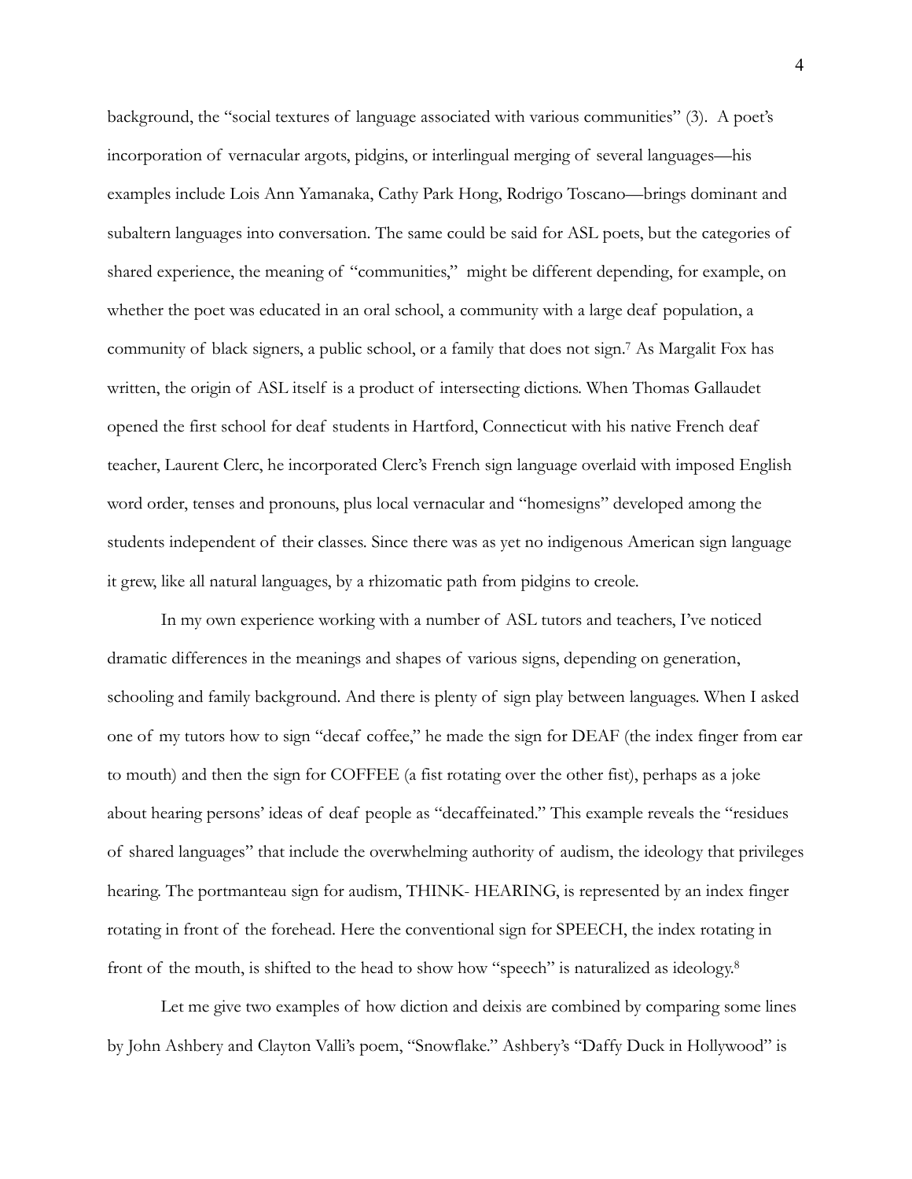background, the "social textures of language associated with various communities" (3). A poet's incorporation of vernacular argots, pidgins, or interlingual merging of several languages—his examples include Lois Ann Yamanaka, Cathy Park Hong, Rodrigo Toscano—brings dominant and subaltern languages into conversation. The same could be said for ASL poets, but the categories of shared experience, the meaning of "communities," might be different depending, for example, on whether the poet was educated in an oral school, a community with a large deaf population, a community of black signers, a public school, or a family that does not sign.[7] As Margalit Fox has written, the origin of ASL itself is a product of intersecting dictions. When Thomas Gallaudet opened the first school for deaf students in Hartford, Connecticut with his native French deaf teacher, Laurent Clerc, he incorporated Clerc's French sign language overlaid with imposed English word order, tenses and pronouns, plus local vernacular and "homesigns" developed among the students independent of their classes. Since there was as yet no indigenous American sign language it grew, like all natural languages, by a rhizomatic path from pidgins to creole.

In my own experience working with a number of ASL tutors and teachers, I've noticed dramatic differences in the meanings and shapes of various signs, depending on generation, schooling and family background. And there is plenty of sign play between languages. When I asked one of my tutors how to sign "decaf coffee," he made the sign for DEAF (the index finger from ear to mouth) and then the sign for COFFEE (a fist rotating over the other fist), perhaps as a joke about hearing persons' ideas of deaf people as "decaffeinated." This example reveals the "residues of shared languages" that include the overwhelming authority of audism, the ideology that privileges hearing. The portmanteau sign for audism, THINK- HEARING, is represented by an index finger rotating in front of the forehead. Here the conventional sign for SPEECH, the index rotating in front of the mouth, is shifted to the head to show how "speech" is naturalized as ideology.[8]

Let me give two examples of how diction and deixis are combined by comparing some lines by John Ashbery and Clayton Valli's poem, "Snowflake." Ashbery's "Daffy Duck in Hollywood" is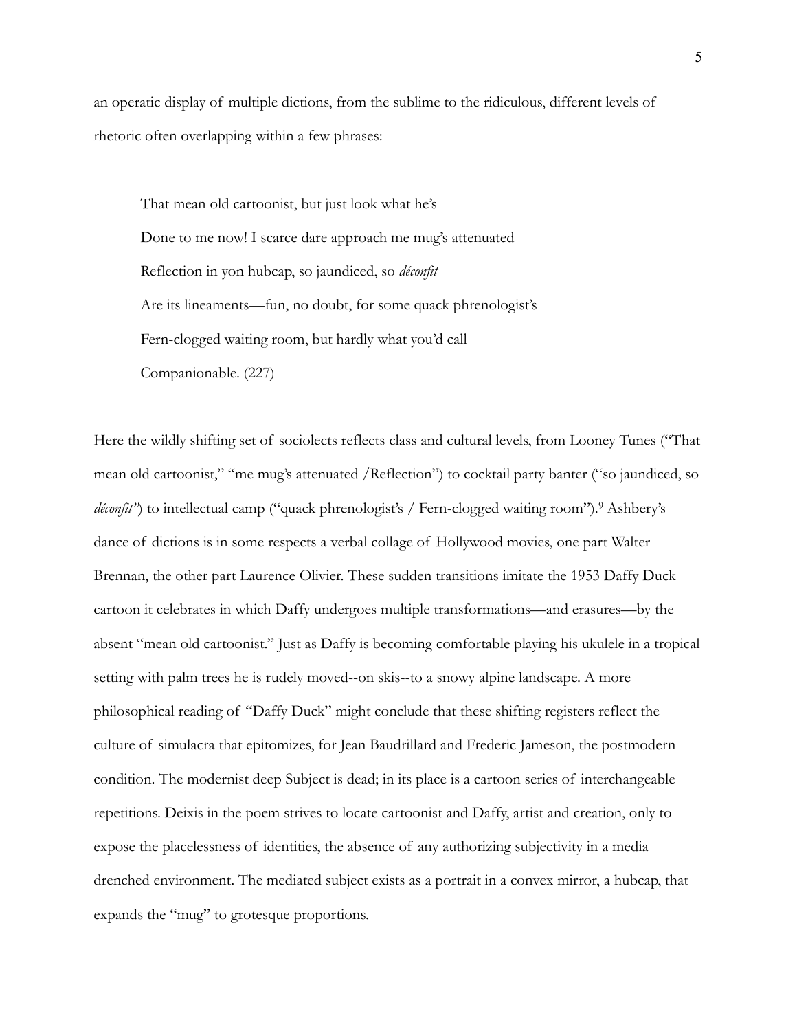an operatic display of multiple dictions, from the sublime to the ridiculous, different levels of rhetoric often overlapping within a few phrases:

> That mean old cartoonist, but just look what he's  
> Done to me now! I scarce dare approach me mug's attenuated  
> Reflection in yon hubcap, so jaundiced, so *déconfit*  
> Are its lineaments—fun, no doubt, for some quack phrenologist's  
> Fern-clogged waiting room, but hardly what you'd call  
> Companionable. (227)

Here the wildly shifting set of sociolects reflects class and cultural levels, from Looney Tunes ("That mean old cartoonist," "me mug's attenuated /Reflection") to cocktail party banter ("so jaundiced, so *déconfit*") to intellectual camp ("quack phrenologist's / Fern-clogged waiting room").[9] Ashbery's dance of dictions is in some respects a verbal collage of Hollywood movies, one part Walter Brennan, the other part Laurence Olivier. These sudden transitions imitate the 1953 Daffy Duck cartoon it celebrates in which Daffy undergoes multiple transformations—and erasures—by the absent "mean old cartoonist." Just as Daffy is becoming comfortable playing his ukulele in a tropical setting with palm trees he is rudely moved--on skis--to a snowy alpine landscape. A more philosophical reading of "Daffy Duck" might conclude that these shifting registers reflect the culture of simulacra that epitomizes, for Jean Baudrillard and Frederic Jameson, the postmodern condition. The modernist deep Subject is dead; in its place is a cartoon series of interchangeable repetitions. Deixis in the poem strives to locate cartoonist and Daffy, artist and creation, only to expose the placelessness of identities, the absence of any authorizing subjectivity in a media drenched environment. The mediated subject exists as a portrait in a convex mirror, a hubcap, that expands the "mug" to grotesque proportions.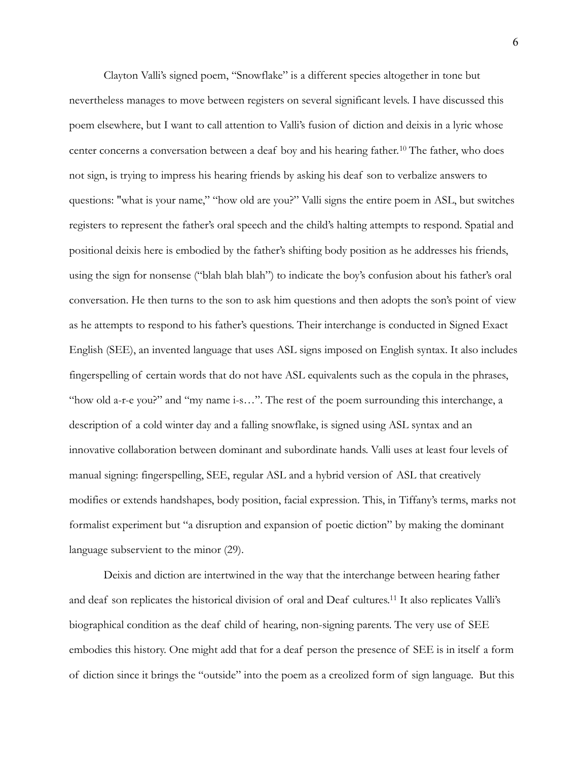Clayton Valli's signed poem, "Snowflake" is a different species altogether in tone but nevertheless manages to move between registers on several significant levels. I have discussed this poem elsewhere, but I want to call attention to Valli's fusion of diction and deixis in a lyric whose center concerns a conversation between a deaf boy and his hearing father.[10] The father, who does not sign, is trying to impress his hearing friends by asking his deaf son to verbalize answers to questions: "what is your name," "how old are you?" Valli signs the entire poem in ASL, but switches registers to represent the father's oral speech and the child's halting attempts to respond. Spatial and positional deixis here is embodied by the father's shifting body position as he addresses his friends, using the sign for nonsense ("blah blah blah") to indicate the boy's confusion about his father's oral conversation. He then turns to the son to ask him questions and then adopts the son's point of view as he attempts to respond to his father's questions. Their interchange is conducted in Signed Exact English (SEE), an invented language that uses ASL signs imposed on English syntax. It also includes fingerspelling of certain words that do not have ASL equivalents such as the copula in the phrases, "how old a-r-e you?" and "my name i-s…". The rest of the poem surrounding this interchange, a description of a cold winter day and a falling snowflake, is signed using ASL syntax and an innovative collaboration between dominant and subordinate hands. Valli uses at least four levels of manual signing: fingerspelling, SEE, regular ASL and a hybrid version of ASL that creatively modifies or extends handshapes, body position, facial expression. This, in Tiffany's terms, marks not formalist experiment but "a disruption and expansion of poetic diction" by making the dominant language subservient to the minor (29).

Deixis and diction are intertwined in the way that the interchange between hearing father and deaf son replicates the historical division of oral and Deaf cultures.[11] It also replicates Valli's biographical condition as the deaf child of hearing, non-signing parents. The very use of SEE embodies this history. One might add that for a deaf person the presence of SEE is in itself a form of diction since it brings the "outside" into the poem as a creolized form of sign language. But this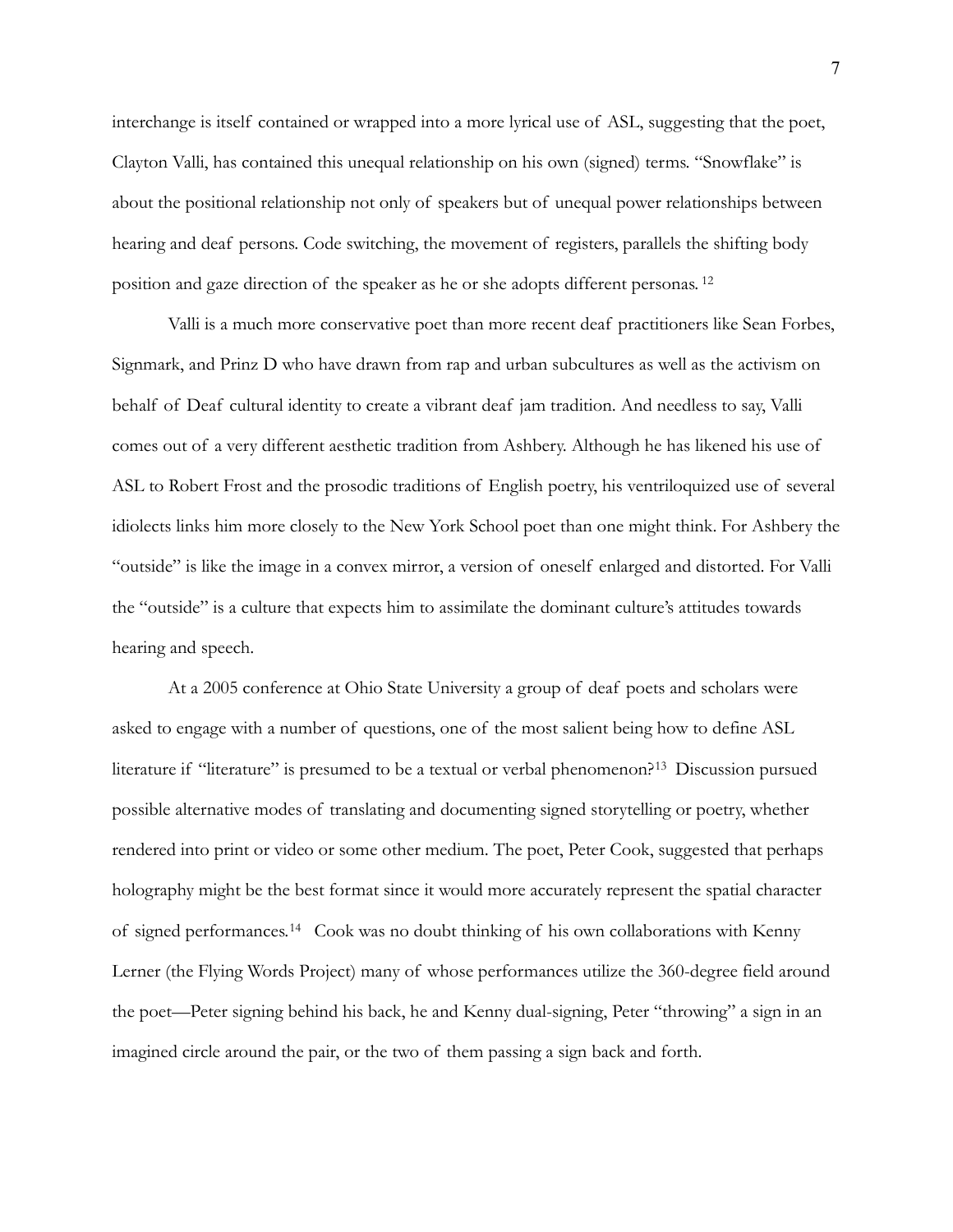interchange is itself contained or wrapped into a more lyrical use of ASL, suggesting that the poet, Clayton Valli, has contained this unequal relationship on his own (signed) terms. "Snowflake" is about the positional relationship not only of speakers but of unequal power relationships between hearing and deaf persons. Code switching, the movement of registers, parallels the shifting body position and gaze direction of the speaker as he or she adopts different personas.[12]

Valli is a much more conservative poet than more recent deaf practitioners like Sean Forbes, Signmark, and Prinz D who have drawn from rap and urban subcultures as well as the activism on behalf of Deaf cultural identity to create a vibrant deaf jam tradition. And needless to say, Valli comes out of a very different aesthetic tradition from Ashbery. Although he has likened his use of ASL to Robert Frost and the prosodic traditions of English poetry, his ventriloquized use of several idiolects links him more closely to the New York School poet than one might think. For Ashbery the "outside" is like the image in a convex mirror, a version of oneself enlarged and distorted. For Valli the "outside" is a culture that expects him to assimilate the dominant culture's attitudes towards hearing and speech.

At a 2005 conference at Ohio State University a group of deaf poets and scholars were asked to engage with a number of questions, one of the most salient being how to define ASL literature if "literature" is presumed to be a textual or verbal phenomenon?[13] Discussion pursued possible alternative modes of translating and documenting signed storytelling or poetry, whether rendered into print or video or some other medium. The poet, Peter Cook, suggested that perhaps holography might be the best format since it would more accurately represent the spatial character of signed performances.[14] Cook was no doubt thinking of his own collaborations with Kenny Lerner (the Flying Words Project) many of whose performances utilize the 360-degree field around the poet—Peter signing behind his back, he and Kenny dual-signing, Peter "throwing" a sign in an imagined circle around the pair, or the two of them passing a sign back and forth.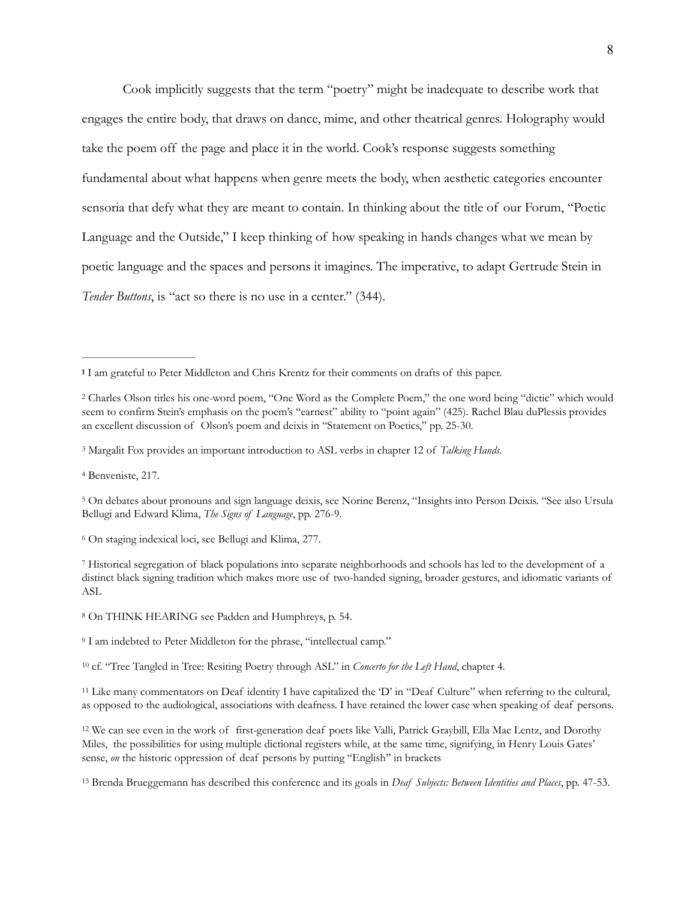Cook implicitly suggests that the term "poetry" might be inadequate to describe work that engages the entire body, that draws on dance, mime, and other theatrical genres. Holography would take the poem off the page and place it in the world. Cook's response suggests something fundamental about what happens when genre meets the body, when aesthetic categories encounter sensoria that defy what they are meant to contain. In thinking about the title of our Forum, "Poetic Language and the Outside," I keep thinking of how speaking in hands changes what we mean by poetic language and the spaces and persons it imagines. The imperative, to adapt Gertrude Stein in *Tender Buttons*, is "act so there is no use in a center." (344).

---

**1** I am grateful to Peter Middleton and Chris Krentz for their comments on drafts of this paper.

2 Charles Olson titles his one-word poem, "One Word as the Complete Poem," the one word being "dictic" which would seem to confirm Stein's emphasis on the poem's "earnest" ability to "point again" (425). Rachel Blau duPlessis provides an excellent discussion of Olson's poem and deixis in "Statement on Poetics," pp. 25-30.

3 Margalit Fox provides an important introduction to ASL verbs in chapter 12 of *Talking Hands*.

4 Benveniste, 217.

5 On debates about pronouns and sign language deixis, see Norine Berenz, "Insights into Person Deixis. "See also Ursula Bellugi and Edward Klima, *The Signs of Language*, pp. 276-9.

6 On staging indexical loci, see Bellugi and Klima, 277.

7 Historical segregation of black populations into separate neighborhoods and schools has led to the development of a distinct black signing tradition which makes more use of two-handed signing, broader gestures, and idiomatic variants of ASL

8 On THINK HEARING see Padden and Humphreys, p. 54.

9 I am indebted to Peter Middleton for the phrase, "intellectual camp."

10 cf. "Tree Tangled in Tree: Resiting Poetry through ASL" in *Concerto for the Left Hand*, chapter 4.

11 Like many commentators on Deaf identity I have capitalized the 'D' in "Deaf Culture" when referring to the cultural, as opposed to the audiological, associations with deafness. I have retained the lower case when speaking of deaf persons.

12 We can see even in the work of first-generation deaf poets like Valli, Patrick Graybill, Ella Mae Lentz, and Dorothy Miles, the possibilities for using multiple dictional registers while, at the same time, signifying, in Henry Louis Gates' sense, *on* the historic oppression of deaf persons by putting "English" in brackets

13 Brenda Brueggemann has described this conference and its goals in *Deaf Subjects: Between Identities and Places*, pp. 47-53.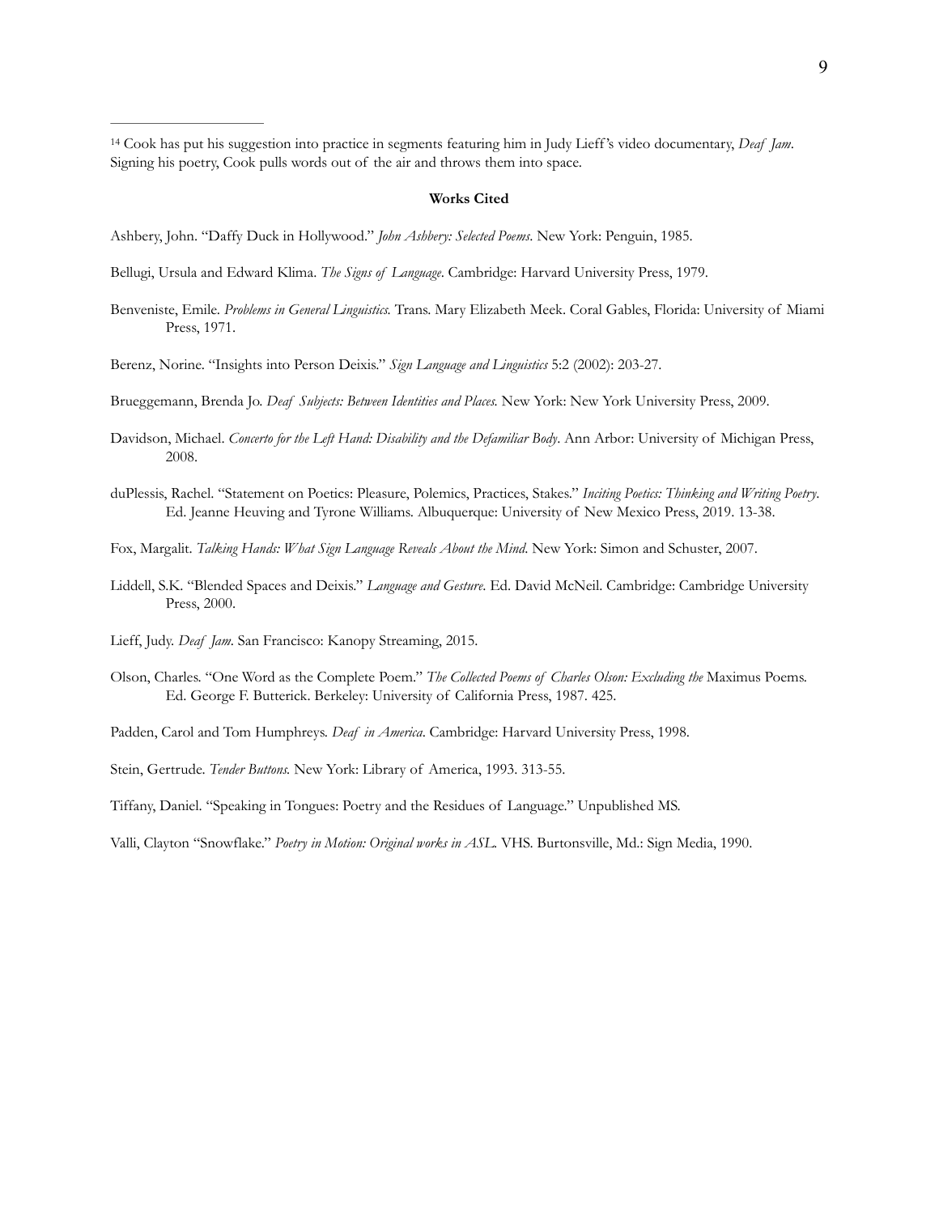[14] Cook has put his suggestion into practice in segments featuring him in Judy Lieff's video documentary, *Deaf Jam*. Signing his poetry, Cook pulls words out of the air and throws them into space.

**Works Cited**

Ashbery, John. "Daffy Duck in Hollywood." *John Ashbery: Selected Poems*. New York: Penguin, 1985.

Bellugi, Ursula and Edward Klima. *The Signs of Language*. Cambridge: Harvard University Press, 1979.

Benveniste, Emile. *Problems in General Linguistics.* Trans. Mary Elizabeth Meek. Coral Gables, Florida: University of Miami Press, 1971.

Berenz, Norine. "Insights into Person Deixis." *Sign Language and Linguistics* 5:2 (2002): 203-27.

Brueggemann, Brenda Jo. *Deaf Subjects: Between Identities and Places.* New York: New York University Press, 2009.

Davidson, Michael. *Concerto for the Left Hand: Disability and the Defamiliar Body*. Ann Arbor: University of Michigan Press, 2008.

duPlessis, Rachel. "Statement on Poetics: Pleasure, Polemics, Practices, Stakes." *Inciting Poetics: Thinking and Writing Poetry*. Ed. Jeanne Heuving and Tyrone Williams. Albuquerque: University of New Mexico Press, 2019. 13-38.

Fox, Margalit. *Talking Hands: What Sign Language Reveals About the Mind*. New York: Simon and Schuster, 2007.

Liddell, S.K. "Blended Spaces and Deixis." *Language and Gesture*. Ed. David McNeil. Cambridge: Cambridge University Press, 2000.

Lieff, Judy. *Deaf Jam*. San Francisco: Kanopy Streaming, 2015.

Olson, Charles. "One Word as the Complete Poem." *The Collected Poems of Charles Olson: Excluding the* Maximus Poems. Ed. George F. Butterick. Berkeley: University of California Press, 1987. 425.

Padden, Carol and Tom Humphreys. *Deaf in America*. Cambridge: Harvard University Press, 1998.

Stein, Gertrude. *Tender Buttons.* New York: Library of America, 1993. 313-55.

Tiffany, Daniel. "Speaking in Tongues: Poetry and the Residues of Language." Unpublished MS.

Valli, Clayton "Snowflake." *Poetry in Motion: Original works in ASL.* VHS. Burtonsville, Md.: Sign Media, 1990.